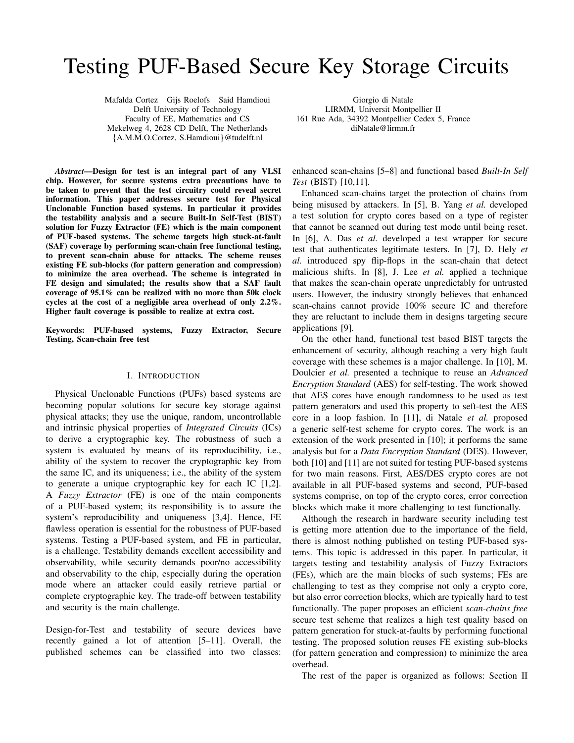# Testing PUF-Based Secure Key Storage Circuits

Mafalda Cortez Gijs Roelofs Said Hamdioui
Delft University of Technology
Faculty of EE, Mathematics and CS
Mekelweg 4, 2628 CD Delft, The Netherlands
{A.M.M.O.Cortez, S.Hamdioui}@tudelft.nl

Giorgio di Natale
LIRMM, Universit Montpellier II
161 Rue Ada, 34392 Montpellier Cedex 5, France
diNatale@lirmm.fr

***Abstract*—Design for test is an integral part of any VLSI chip. However, for secure systems extra precautions have to be taken to prevent that the test circuitry could reveal secret information. This paper addresses secure test for Physical Unclonable Function based systems. In particular it provides the testability analysis and a secure Built-In Self-Test (BIST) solution for Fuzzy Extractor (FE) which is the main component of PUF-based systems. The scheme targets high stuck-at-fault (SAF) coverage by performing scan-chain free functional testing, to prevent scan-chain abuse for attacks. The scheme reuses existing FE sub-blocks (for pattern generation and compression) to minimize the area overhead. The scheme is integrated in FE design and simulated; the results show that a SAF fault coverage of 95.1% can be realized with no more than 50k clock cycles at the cost of a negligible area overhead of only 2.2%. Higher fault coverage is possible to realize at extra cost.**

**Keywords: PUF-based systems, Fuzzy Extractor, Secure Testing, Scan-chain free test**

## I. Introduction

Physical Unclonable Functions (PUFs) based systems are becoming popular solutions for secure key storage against physical attacks; they use the unique, random, uncontrollable and intrinsic physical properties of *Integrated Circuits* (ICs) to derive a cryptographic key. The robustness of such a system is evaluated by means of its reproducibility, i.e., ability of the system to recover the cryptographic key from the same IC, and its uniqueness; i.e., the ability of the system to generate a unique cryptographic key for each IC [1,2]. A *Fuzzy Extractor* (FE) is one of the main components of a PUF-based system; its responsibility is to assure the system's reproducibility and uniqueness [3,4]. Hence, FE flawless operation is essential for the robustness of PUF-based systems. Testing a PUF-based system, and FE in particular, is a challenge. Testability demands excellent accessibility and observability, while security demands poor/no accessibility and observability to the chip, especially during the operation mode where an attacker could easily retrieve partial or complete cryptographic key. The trade-off between testability and security is the main challenge.

Design-for-Test and testability of secure devices have recently gained a lot of attention [5–11]. Overall, the published schemes can be classified into two classes: enhanced scan-chains [5–8] and functional based *Built-In Self Test* (BIST) [10,11].

Enhanced scan-chains target the protection of chains from being misused by attackers. In [5], B. Yang *et al.* developed a test solution for crypto cores based on a type of register that cannot be scanned out during test mode until being reset. In [6], A. Das *et al.* developed a test wrapper for secure test that authenticates legitimate testers. In [7], D. Hely *et al.* introduced spy flip-flops in the scan-chain that detect malicious shifts. In [8], J. Lee *et al.* applied a technique that makes the scan-chain operate unpredictably for untrusted users. However, the industry strongly believes that enhanced scan-chains cannot provide 100% secure IC and therefore they are reluctant to include them in designs targeting secure applications [9].

On the other hand, functional test based BIST targets the enhancement of security, although reaching a very high fault coverage with these schemes is a major challenge. In [10], M. Doulcier *et al.* presented a technique to reuse an *Advanced Encryption Standard* (AES) for self-testing. The work showed that AES cores have enough randomness to be used as test pattern generators and used this property to seft-test the AES core in a loop fashion. In [11], di Natale *et al.* proposed a generic self-test scheme for crypto cores. The work is an extension of the work presented in [10]; it performs the same analysis but for a *Data Encryption Standard* (DES). However, both [10] and [11] are not suited for testing PUF-based systems for two main reasons. First, AES/DES crypto cores are not available in all PUF-based systems and second, PUF-based systems comprise, on top of the crypto cores, error correction blocks which make it more challenging to test functionally.

Although the research in hardware security including test is getting more attention due to the importance of the field, there is almost nothing published on testing PUF-based systems. This topic is addressed in this paper. In particular, it targets testing and testability analysis of Fuzzy Extractors (FEs), which are the main blocks of such systems; FEs are challenging to test as they comprise not only a crypto core, but also error correction blocks, which are typically hard to test functionally. The paper proposes an efficient *scan-chains free* secure test scheme that realizes a high test quality based on pattern generation for stuck-at-faults by performing functional testing. The proposed solution reuses FE existing sub-blocks (for pattern generation and compression) to minimize the area overhead.

The rest of the paper is organized as follows: Section II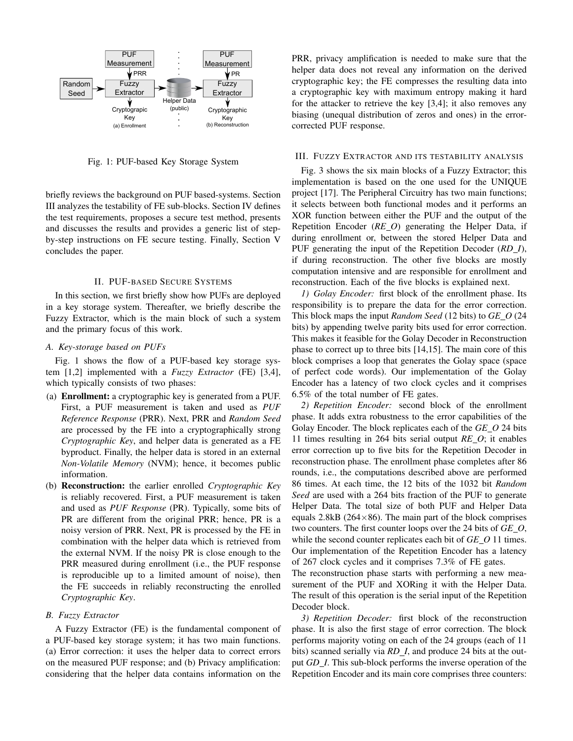PUF Measurement

PRR

Random Seed

Fuzzy Extractor

Cryptograpic Key

(a) Enrollment

Helper Data (public)

PUF Measurement

PR

Fuzzy Extractor

Cryptographic Key

(b) Reconstruction

Fig. 1: PUF-based Key Storage System

briefly reviews the background on PUF based-systems. Section III analyzes the testability of FE sub-blocks. Section IV defines the test requirements, proposes a secure test method, presents and discusses the results and provides a generic list of step-by-step instructions on FE secure testing. Finally, Section V concludes the paper.

## II. PUF-based Secure Systems

In this section, we first briefly show how PUFs are deployed in a key storage system. Thereafter, we briefly describe the Fuzzy Extractor, which is the main block of such a system and the primary focus of this work.

### A. Key-storage based on PUFs

Fig. 1 shows the flow of a PUF-based key storage system [1,2] implemented with a *Fuzzy Extractor* (FE) [3,4], which typically consists of two phases:

(a) **Enrollment:** a cryptographic key is generated from a PUF. First, a PUF measurement is taken and used as *PUF Reference Response* (PRR). Next, PRR and *Random Seed* are processed by the FE into a cryptographically strong *Cryptographic Key*, and helper data is generated as a FE byproduct. Finally, the helper data is stored in an external *Non-Volatile Memory* (NVM); hence, it becomes public information.

(b) **Reconstruction:** the earlier enrolled *Cryptographic Key* is reliably recovered. First, a PUF measurement is taken and used as *PUF Response* (PR). Typically, some bits of PR are different from the original PRR; hence, PR is a noisy version of PRR. Next, PR is processed by the FE in combination with the helper data which is retrieved from the external NVM. If the noisy PR is close enough to the PRR measured during enrollment (i.e., the PUF response is reproducible up to a limited amount of noise), then the FE succeeds in reliably reconstructing the enrolled *Cryptographic Key*.

### B. Fuzzy Extractor

A Fuzzy Extractor (FE) is the fundamental component of a PUF-based key storage system; it has two main functions. (a) Error correction: it uses the helper data to correct errors on the measured PUF response; and (b) Privacy amplification: considering that the helper data contains information on the PRR, privacy amplification is needed to make sure that the helper data does not reveal any information on the derived cryptographic key; the FE compresses the resulting data into a cryptographic key with maximum entropy making it hard for the attacker to retrieve the key [3,4]; it also removes any biasing (unequal distribution of zeros and ones) in the error-corrected PUF response.

## III. Fuzzy Extractor and its testability analysis

Fig. 3 shows the six main blocks of a Fuzzy Extractor; this implementation is based on the one used for the UNIQUE project [17]. The Peripheral Circuitry has two main functions; it selects between both functional modes and it performs an XOR function between either the PUF and the output of the Repetition Encoder (*RE_O*) generating the Helper Data, if during enrollment or, between the stored Helper Data and PUF generating the input of the Repetition Decoder (*RD_I*), if during reconstruction. The other five blocks are mostly computation intensive and are responsible for enrollment and reconstruction. Each of the five blocks is explained next.

*1) Golay Encoder:* first block of the enrollment phase. Its responsibility is to prepare the data for the error correction. This block maps the input *Random Seed* (12 bits) to *GE_O* (24 bits) by appending twelve parity bits used for error correction. This makes it feasible for the Golay Decoder in Reconstruction phase to correct up to three bits [14,15]. The main core of this block comprises a loop that generates the Golay space (space of perfect code words). Our implementation of the Golay Encoder has a latency of two clock cycles and it comprises 6.5% of the total number of FE gates.

*2) Repetition Encoder:* second block of the enrollment phase. It adds extra robustness to the error capabilities of the Golay Encoder. The block replicates each of the *GE_O* 24 bits 11 times resulting in 264 bits serial output *RE_O*; it enables error correction up to five bits for the Repetition Decoder in reconstruction phase. The enrollment phase completes after 86 rounds, i.e., the computations described above are performed 86 times. At each time, the 12 bits of the 1032 bit *Random Seed* are used with a 264 bits fraction of the PUF to generate Helper Data. The total size of both PUF and Helper Data equals 2.8kB (264×86). The main part of the block comprises two counters. The first counter loops over the 24 bits of *GE_O*, while the second counter replicates each bit of *GE_O* 11 times. Our implementation of the Repetition Encoder has a latency of 267 clock cycles and it comprises 7.3% of FE gates.

The reconstruction phase starts with performing a new measurement of the PUF and XORing it with the Helper Data. The result of this operation is the serial input of the Repetition Decoder block.

*3) Repetition Decoder:* first block of the reconstruction phase. It is also the first stage of error correction. The block performs majority voting on each of the 24 groups (each of 11 bits) scanned serially via *RD_I*, and produce 24 bits at the output *GD_I*. This sub-block performs the inverse operation of the Repetition Encoder and its main core comprises three counters: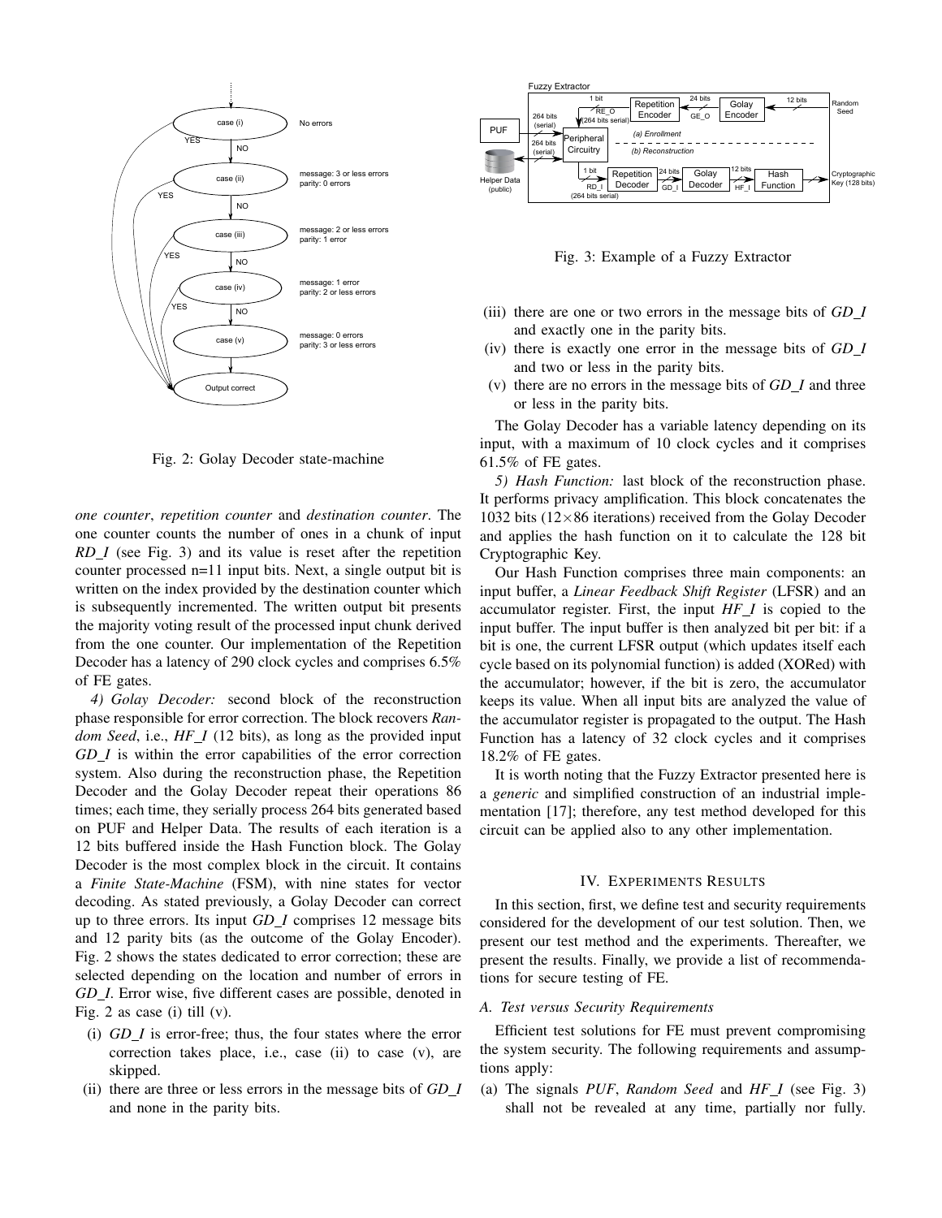Fig. 2: Golay Decoder state-machine

*one counter*, *repetition counter* and *destination counter*. The one counter counts the number of ones in a chunk of input *RD_I* (see Fig. 3) and its value is reset after the repetition counter processed n=11 input bits. Next, a single output bit is written on the index provided by the destination counter which is subsequently incremented. The written output bit presents the majority voting result of the processed input chunk derived from the one counter. Our implementation of the Repetition Decoder has a latency of 290 clock cycles and comprises 6.5% of FE gates.

*4) Golay Decoder:* second block of the reconstruction phase responsible for error correction. The block recovers *Random Seed*, i.e., *HF_I* (12 bits), as long as the provided input *GD_I* is within the error capabilities of the error correction system. Also during the reconstruction phase, the Repetition Decoder and the Golay Decoder repeat their operations 86 times; each time, they serially process 264 bits generated based on PUF and Helper Data. The results of each iteration is a 12 bits buffered inside the Hash Function block. The Golay Decoder is the most complex block in the circuit. It contains a *Finite State-Machine* (FSM), with nine states for vector decoding. As stated previously, a Golay Decoder can correct up to three errors. Its input *GD_I* comprises 12 message bits and 12 parity bits (as the outcome of the Golay Encoder). Fig. 2 shows the states dedicated to error correction; these are selected depending on the location and number of errors in *GD_I*. Error wise, five different cases are possible, denoted in Fig. 2 as case (i) till (v).

- (i) *GD_I* is error-free; thus, the four states where the error correction takes place, i.e., case (ii) to case (v), are skipped.
- (ii) there are three or less errors in the message bits of *GD_I* and none in the parity bits.

Fig. 3: Example of a Fuzzy Extractor

- (iii) there are one or two errors in the message bits of *GD_I* and exactly one in the parity bits.
- (iv) there is exactly one error in the message bits of *GD_I* and two or less in the parity bits.
- (v) there are no errors in the message bits of *GD_I* and three or less in the parity bits.

The Golay Decoder has a variable latency depending on its input, with a maximum of 10 clock cycles and it comprises 61.5% of FE gates.

*5) Hash Function:* last block of the reconstruction phase. It performs privacy amplification. This block concatenates the 1032 bits ($12\times86$ iterations) received from the Golay Decoder and applies the hash function on it to calculate the 128 bit Cryptographic Key.

Our Hash Function comprises three main components: an input buffer, a *Linear Feedback Shift Register* (LFSR) and an accumulator register. First, the input *HF_I* is copied to the input buffer. The input buffer is then analyzed bit per bit: if a bit is one, the current LFSR output (which updates itself each cycle based on its polynomial function) is added (XORed) with the accumulator; however, if the bit is zero, the accumulator keeps its value. When all input bits are analyzed the value of the accumulator register is propagated to the output. The Hash Function has a latency of 32 clock cycles and it comprises 18.2% of FE gates.

It is worth noting that the Fuzzy Extractor presented here is a *generic* and simplified construction of an industrial implementation [17]; therefore, any test method developed for this circuit can be applied also to any other implementation.

## IV. Experiments Results

In this section, first, we define test and security requirements considered for the development of our test solution. Then, we present our test method and the experiments. Thereafter, we present the results. Finally, we provide a list of recommendations for secure testing of FE.

### A. Test versus Security Requirements

Efficient test solutions for FE must prevent compromising the system security. The following requirements and assumptions apply:

(a) The signals *PUF*, *Random Seed* and *HF_I* (see Fig. 3) shall not be revealed at any time, partially nor fully.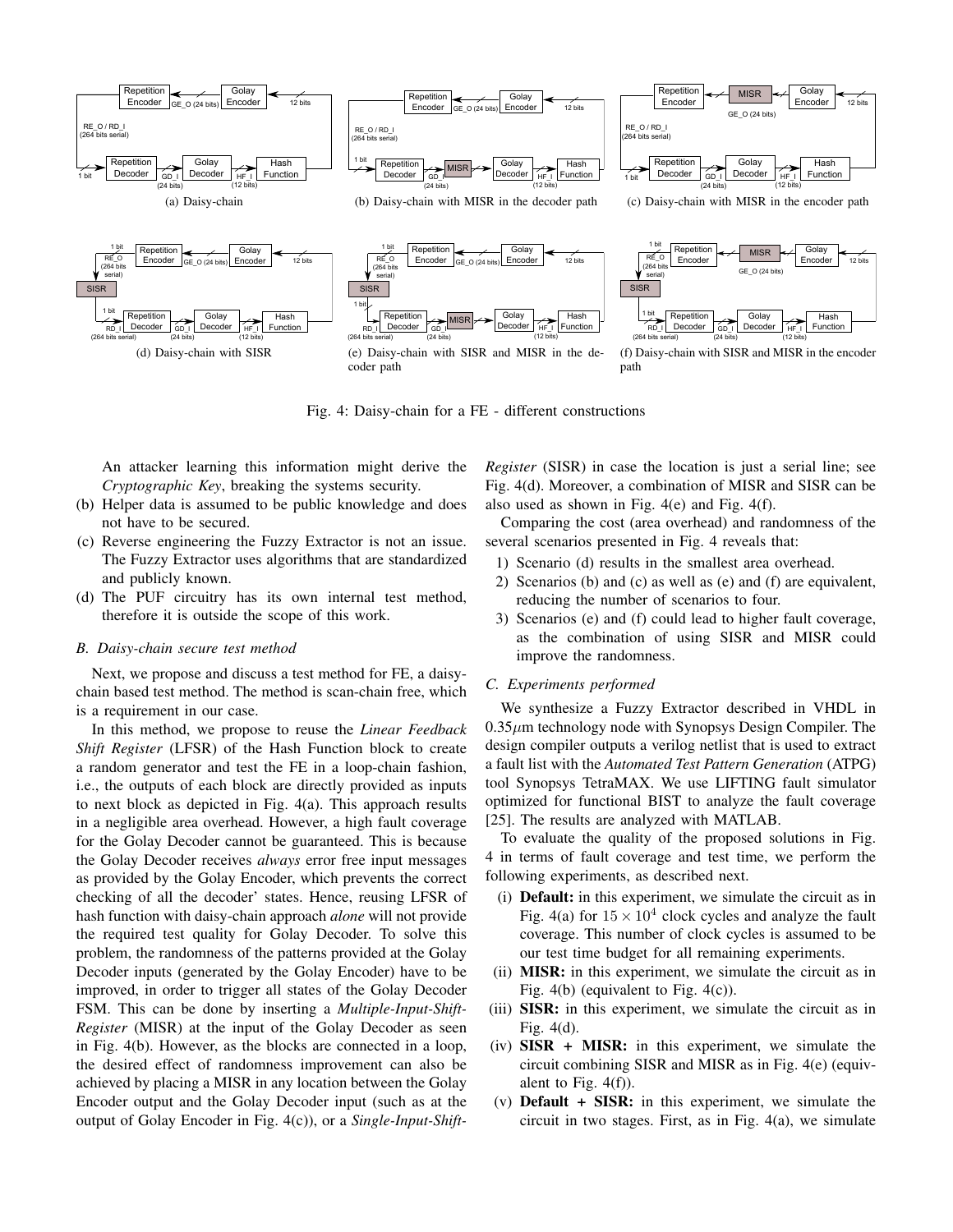(a) Daisy-chain

(b) Daisy-chain with MISR in the decoder path

(c) Daisy-chain with MISR in the encoder path

(d) Daisy-chain with SISR

(e) Daisy-chain with SISR and MISR in the decoder path

(f) Daisy-chain with SISR and MISR in the encoder path

Fig. 4: Daisy-chain for a FE - different constructions

An attacker learning this information might derive the *Cryptographic Key*, breaking the systems security.

(b) Helper data is assumed to be public knowledge and does not have to be secured.
(c) Reverse engineering the Fuzzy Extractor is not an issue. The Fuzzy Extractor uses algorithms that are standardized and publicly known.
(d) The PUF circuitry has its own internal test method, therefore it is outside the scope of this work.

### B. Daisy-chain secure test method

Next, we propose and discuss a test method for FE, a daisy-chain based test method. The method is scan-chain free, which is a requirement in our case.

In this method, we propose to reuse the *Linear Feedback Shift Register* (LFSR) of the Hash Function block to create a random generator and test the FE in a loop-chain fashion, i.e., the outputs of each block are directly provided as inputs to next block as depicted in Fig. 4(a). This approach results in a negligible area overhead. However, a high fault coverage for the Golay Decoder cannot be guaranteed. This is because the Golay Decoder receives *always* error free input messages as provided by the Golay Encoder, which prevents the correct checking of all the decoder' states. Hence, reusing LFSR of hash function with daisy-chain approach *alone* will not provide the required test quality for Golay Decoder. To solve this problem, the randomness of the patterns provided at the Golay Decoder inputs (generated by the Golay Encoder) have to be improved, in order to trigger all states of the Golay Decoder FSM. This can be done by inserting a *Multiple-Input-Shift-Register* (MISR) at the input of the Golay Decoder as seen in Fig. 4(b). However, as the blocks are connected in a loop, the desired effect of randomness improvement can also be achieved by placing a MISR in any location between the Golay Encoder output and the Golay Decoder input (such as at the output of Golay Encoder in Fig. 4(c)), or a *Single-Input-Shift-Register* (SISR) in case the location is just a serial line; see Fig. 4(d). Moreover, a combination of MISR and SISR can be also used as shown in Fig. 4(e) and Fig. 4(f).

Comparing the cost (area overhead) and randomness of the several scenarios presented in Fig. 4 reveals that:

1) Scenario (d) results in the smallest area overhead.
2) Scenarios (b) and (c) as well as (e) and (f) are equivalent, reducing the number of scenarios to four.
3) Scenarios (e) and (f) could lead to higher fault coverage, as the combination of using SISR and MISR could improve the randomness.

### C. Experiments performed

We synthesize a Fuzzy Extractor described in VHDL in $0.35\mu$m technology node with Synopsys Design Compiler. The design compiler outputs a verilog netlist that is used to extract a fault list with the *Automated Test Pattern Generation* (ATPG) tool Synopsys TetraMAX. We use LIFTING fault simulator optimized for functional BIST to analyze the fault coverage [25]. The results are analyzed with MATLAB.

To evaluate the quality of the proposed solutions in Fig. 4 in terms of fault coverage and test time, we perform the following experiments, as described next.

(i) **Default:** in this experiment, we simulate the circuit as in Fig. 4(a) for $15 \times 10^4$ clock cycles and analyze the fault coverage. This number of clock cycles is assumed to be our test time budget for all remaining experiments.
(ii) **MISR:** in this experiment, we simulate the circuit as in Fig. 4(b) (equivalent to Fig. 4(c)).
(iii) **SISR:** in this experiment, we simulate the circuit as in Fig. 4(d).
(iv) **SISR + MISR:** in this experiment, we simulate the circuit combining SISR and MISR as in Fig. 4(e) (equivalent to Fig. 4(f)).
(v) **Default + SISR:** in this experiment, we simulate the circuit in two stages. First, as in Fig. 4(a), we simulate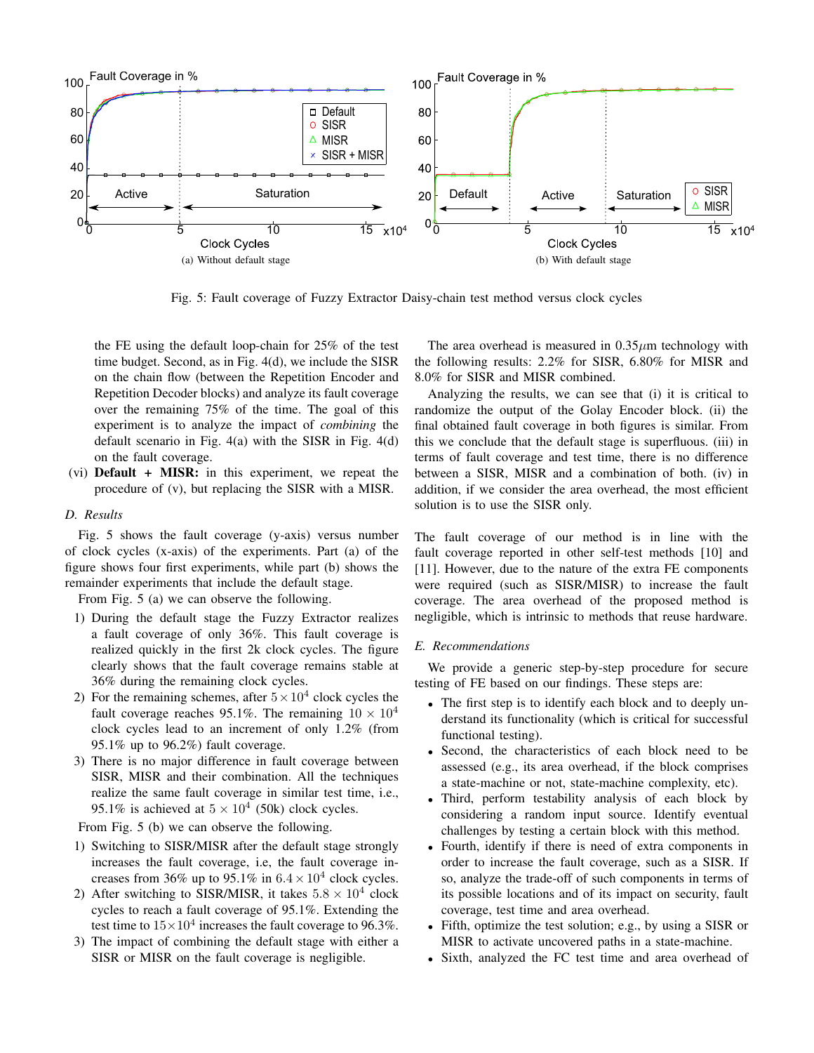Fault Coverage in %

100
80
60
40
20
0

Default
SISR
MISR
SISR + MISR

Active
Saturation

0 5 10 15 x10⁴

Clock Cycles

(a) Without default stage

Fault Coverage in %

100
80
60
40
20
0

Default
Active
Saturation

SISR
MISR

0 5 10 15 x10⁴

Clock Cycles

(b) With default stage

Fig. 5: Fault coverage of Fuzzy Extractor Daisy-chain test method versus clock cycles

the FE using the default loop-chain for 25% of the test time budget. Second, as in Fig. 4(d), we include the SISR on the chain flow (between the Repetition Encoder and Repetition Decoder blocks) and analyze its fault coverage over the remaining 75% of the time. The goal of this experiment is to analyze the impact of *combining* the default scenario in Fig. 4(a) with the SISR in Fig. 4(d) on the fault coverage.

(vi) **Default + MISR:** in this experiment, we repeat the procedure of (v), but replacing the SISR with a MISR.

### D. Results

Fig. 5 shows the fault coverage (y-axis) versus number of clock cycles (x-axis) of the experiments. Part (a) of the figure shows four first experiments, while part (b) shows the remainder experiments that include the default stage.

From Fig. 5 (a) we can observe the following.

1) During the default stage the Fuzzy Extractor realizes a fault coverage of only 36%. This fault coverage is realized quickly in the first 2k clock cycles. The figure clearly shows that the fault coverage remains stable at 36% during the remaining clock cycles.
2) For the remaining schemes, after $5 \times 10^4$ clock cycles the fault coverage reaches 95.1%. The remaining $10 \times 10^4$ clock cycles lead to an increment of only 1.2% (from 95.1% up to 96.2%) fault coverage.
3) There is no major difference in fault coverage between SISR, MISR and their combination. All the techniques realize the same fault coverage in similar test time, i.e., 95.1% is achieved at $5 \times 10^4$ (50k) clock cycles.

From Fig. 5 (b) we can observe the following.

1) Switching to SISR/MISR after the default stage strongly increases the fault coverage, i.e, the fault coverage increases from 36% up to 95.1% in $6.4 \times 10^4$ clock cycles.
2) After switching to SISR/MISR, it takes $5.8 \times 10^4$ clock cycles to reach a fault coverage of 95.1%. Extending the test time to $15 \times 10^4$ increases the fault coverage to 96.3%.
3) The impact of combining the default stage with either a SISR or MISR on the fault coverage is negligible.

The area overhead is measured in $0.35\mu$m technology with the following results: 2.2% for SISR, 6.80% for MISR and 8.0% for SISR and MISR combined.

Analyzing the results, we can see that (i) it is critical to randomize the output of the Golay Encoder block. (ii) the final obtained fault coverage in both figures is similar. From this we conclude that the default stage is superfluous. (iii) in terms of fault coverage and test time, there is no difference between a SISR, MISR and a combination of both. (iv) in addition, if we consider the area overhead, the most efficient solution is to use the SISR only.

The fault coverage of our method is in line with the fault coverage reported in other self-test methods [10] and [11]. However, due to the nature of the extra FE components were required (such as SISR/MISR) to increase the fault coverage. The area overhead of the proposed method is negligible, which is intrinsic to methods that reuse hardware.

### E. Recommendations

We provide a generic step-by-step procedure for secure testing of FE based on our findings. These steps are:

- The first step is to identify each block and to deeply understand its functionality (which is critical for successful functional testing).
- Second, the characteristics of each block need to be assessed (e.g., its area overhead, if the block comprises a state-machine or not, state-machine complexity, etc).
- Third, perform testability analysis of each block by considering a random input source. Identify eventual challenges by testing a certain block with this method.
- Fourth, identify if there is need of extra components in order to increase the fault coverage, such as a SISR. If so, analyze the trade-off of such components in terms of its possible locations and of its impact on security, fault coverage, test time and area overhead.
- Fifth, optimize the test solution; e.g., by using a SISR or MISR to activate uncovered paths in a state-machine.
- Sixth, analyzed the FC test time and area overhead of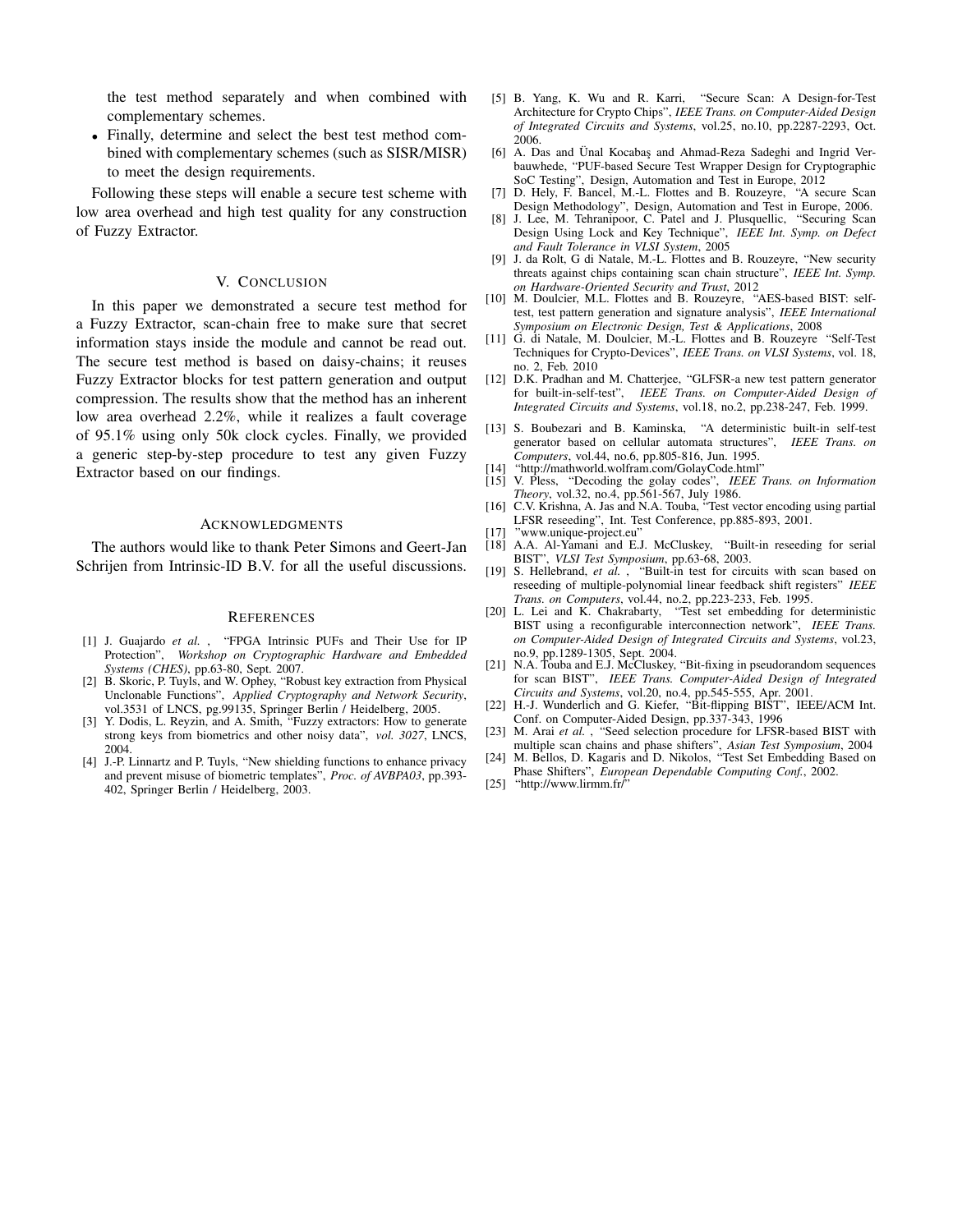the test method separately and when combined with complementary schemes.

- Finally, determine and select the best test method combined with complementary schemes (such as SISR/MISR) to meet the design requirements.

Following these steps will enable a secure test scheme with low area overhead and high test quality for any construction of Fuzzy Extractor.

## V. Conclusion

In this paper we demonstrated a secure test method for a Fuzzy Extractor, scan-chain free to make sure that secret information stays inside the module and cannot be read out. The secure test method is based on daisy-chains; it reuses Fuzzy Extractor blocks for test pattern generation and output compression. The results show that the method has an inherent low area overhead 2.2%, while it realizes a fault coverage of 95.1% using only 50k clock cycles. Finally, we provided a generic step-by-step procedure to test any given Fuzzy Extractor based on our findings.

## Acknowledgments

The authors would like to thank Peter Simons and Geert-Jan Schrijen from Intrinsic-ID B.V. for all the useful discussions.

## References

[1] J. Guajardo *et al.* , "FPGA Intrinsic PUFs and Their Use for IP Protection", *Workshop on Cryptographic Hardware and Embedded Systems (CHES)*, pp.63-80, Sept. 2007.

[2] B. Skoric, P. Tuyls, and W. Ophey, "Robust key extraction from Physical Unclonable Functions", *Applied Cryptography and Network Security*, vol.3531 of LNCS, pg.99135, Springer Berlin / Heidelberg, 2005.

[3] Y. Dodis, L. Reyzin, and A. Smith, "Fuzzy extractors: How to generate strong keys from biometrics and other noisy data", *vol. 3027*, LNCS, 2004.

[4] J.-P. Linnartz and P. Tuyls, "New shielding functions to enhance privacy and prevent misuse of biometric templates", *Proc. of AVBPA03*, pp.393-402, Springer Berlin / Heidelberg, 2003.

[5] B. Yang, K. Wu and R. Karri, "Secure Scan: A Design-for-Test Architecture for Crypto Chips", *IEEE Trans. on Computer-Aided Design of Integrated Circuits and Systems*, vol.25, no.10, pp.2287-2293, Oct. 2006.

[6] A. Das and Ünal Kocabaş and Ahmad-Reza Sadeghi and Ingrid Verbauwhede, "PUF-based Secure Test Wrapper Design for Cryptographic SoC Testing", Design, Automation and Test in Europe, 2012

[7] D. Hely, F. Bancel, M.-L. Flottes and B. Rouzeyre, "A secure Scan Design Methodology", Design, Automation and Test in Europe, 2006.

[8] J. Lee, M. Tehranipoor, C. Patel and J. Plusquellic, "Securing Scan Design Using Lock and Key Technique", *IEEE Int. Symp. on Defect and Fault Tolerance in VLSI System*, 2005

[9] J. da Rolt, G di Natale, M.-L. Flottes and B. Rouzeyre, "New security threats against chips containing scan chain structure", *IEEE Int. Symp. on Hardware-Oriented Security and Trust*, 2012

[10] M. Doulcier, M.L. Flottes and B. Rouzeyre, "AES-based BIST: self-test, test pattern generation and signature analysis", *IEEE International Symposium on Electronic Design, Test & Applications*, 2008

[11] G. di Natale, M. Doulcier, M.-L. Flottes and B. Rouzeyre "Self-Test Techniques for Crypto-Devices", *IEEE Trans. on VLSI Systems*, vol. 18, no. 2, Feb. 2010

[12] D.K. Pradhan and M. Chatterjee, "GLFSR-a new test pattern generator for built-in-self-test", *IEEE Trans. on Computer-Aided Design of Integrated Circuits and Systems*, vol.18, no.2, pp.238-247, Feb. 1999.

[13] S. Boubezari and B. Kaminska, "A deterministic built-in self-test generator based on cellular automata structures", *IEEE Trans. on Computers*, vol.44, no.6, pp.805-816, Jun. 1995.

[14] "http://mathworld.wolfram.com/GolayCode.html"

[15] V. Pless, "Decoding the golay codes", *IEEE Trans. on Information Theory*, vol.32, no.4, pp.561-567, July 1986.

[16] C.V. Krishna, A. Jas and N.A. Touba, "Test vector encoding using partial LFSR reseeding", Int. Test Conference, pp.885-893, 2001.

[17] "www.unique-project.eu"

[18] A.A. Al-Yamani and E.J. McCluskey, "Built-in reseeding for serial BIST", *VLSI Test Symposium*, pp.63-68, 2003.

[19] S. Hellebrand, *et al.* , "Built-in test for circuits with scan based on reseeding of multiple-polynomial linear feedback shift registers" *IEEE Trans. on Computers*, vol.44, no.2, pp.223-233, Feb. 1995.

[20] L. Lei and K. Chakrabarty, "Test set embedding for deterministic BIST using a reconfigurable interconnection network", *IEEE Trans. on Computer-Aided Design of Integrated Circuits and Systems*, vol.23, no.9, pp.1289-1305, Sept. 2004.

[21] N.A. Touba and E.J. McCluskey, "Bit-fixing in pseudorandom sequences for scan BIST", *IEEE Trans. Computer-Aided Design of Integrated Circuits and Systems*, vol.20, no.4, pp.545-555, Apr. 2001.

[22] H.-J. Wunderlich and G. Kiefer, "Bit-flipping BIST", IEEE/ACM Int. Conf. on Computer-Aided Design, pp.337-343, 1996

[23] M. Arai *et al.* , "Seed selection procedure for LFSR-based BIST with multiple scan chains and phase shifters", *Asian Test Symposium*, 2004

[24] M. Bellos, D. Kagaris and D. Nikolos, "Test Set Embedding Based on Phase Shifters", *European Dependable Computing Conf.*, 2002.

[25] "http://www.lirmm.fr/"